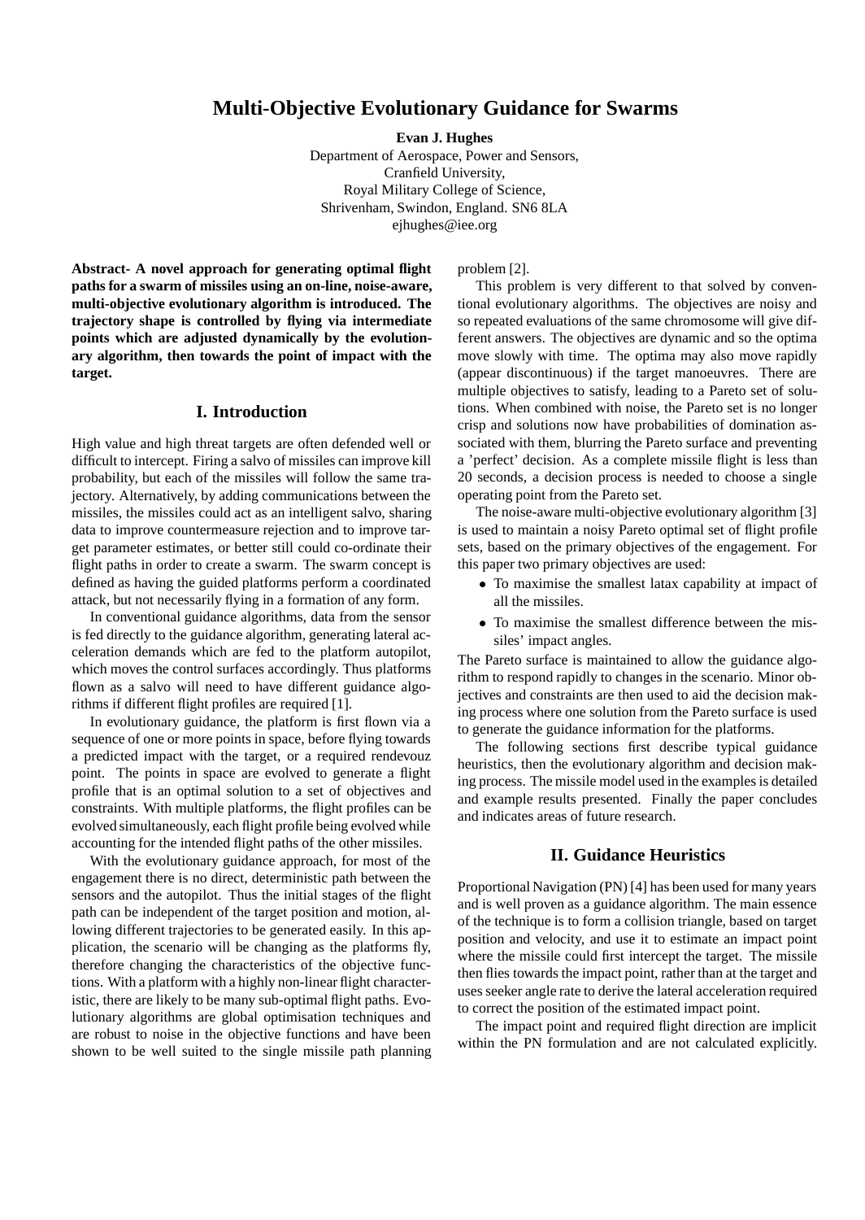# Multi-Objective Evolutionary Guidance for Swarms

**Evan J. Hughes**

Department of Aerospace, Power and Sensors,
Cranfield University,
Royal Military College of Science,
Shrivenham, Swindon, England. SN6 8LA
ejhughes@iee.org

**Abstract- A novel approach for generating optimal flight paths for a swarm of missiles using an on-line, noise-aware, multi-objective evolutionary algorithm is introduced. The trajectory shape is controlled by flying via intermediate points which are adjusted dynamically by the evolutionary algorithm, then towards the point of impact with the target.**

## I. Introduction

High value and high threat targets are often defended well or difficult to intercept. Firing a salvo of missiles can improve kill probability, but each of the missiles will follow the same trajectory. Alternatively, by adding communications between the missiles, the missiles could act as an intelligent salvo, sharing data to improve countermeasure rejection and to improve target parameter estimates, or better still could co-ordinate their flight paths in order to create a swarm. The swarm concept is defined as having the guided platforms perform a coordinated attack, but not necessarily flying in a formation of any form.

In conventional guidance algorithms, data from the sensor is fed directly to the guidance algorithm, generating lateral acceleration demands which are fed to the platform autopilot, which moves the control surfaces accordingly. Thus platforms flown as a salvo will need to have different guidance algorithms if different flight profiles are required [1].

In evolutionary guidance, the platform is first flown via a sequence of one or more points in space, before flying towards a predicted impact with the target, or a required rendevouz point. The points in space are evolved to generate a flight profile that is an optimal solution to a set of objectives and constraints. With multiple platforms, the flight profiles can be evolved simultaneously, each flight profile being evolved while accounting for the intended flight paths of the other missiles.

With the evolutionary guidance approach, for most of the engagement there is no direct, deterministic path between the sensors and the autopilot. Thus the initial stages of the flight path can be independent of the target position and motion, allowing different trajectories to be generated easily. In this application, the scenario will be changing as the platforms fly, therefore changing the characteristics of the objective functions. With a platform with a highly non-linear flight characteristic, there are likely to be many sub-optimal flight paths. Evolutionary algorithms are global optimisation techniques and are robust to noise in the objective functions and have been shown to be well suited to the single missile path planning problem [2].

This problem is very different to that solved by conventional evolutionary algorithms. The objectives are noisy and so repeated evaluations of the same chromosome will give different answers. The objectives are dynamic and so the optima move slowly with time. The optima may also move rapidly (appear discontinuous) if the target manoeuvres. There are multiple objectives to satisfy, leading to a Pareto set of solutions. When combined with noise, the Pareto set is no longer crisp and solutions now have probabilities of domination associated with them, blurring the Pareto surface and preventing a 'perfect' decision. As a complete missile flight is less than 20 seconds, a decision process is needed to choose a single operating point from the Pareto set.

The noise-aware multi-objective evolutionary algorithm [3] is used to maintain a noisy Pareto optimal set of flight profile sets, based on the primary objectives of the engagement. For this paper two primary objectives are used:

- To maximise the smallest latax capability at impact of all the missiles.
- To maximise the smallest difference between the missiles' impact angles.

The Pareto surface is maintained to allow the guidance algorithm to respond rapidly to changes in the scenario. Minor objectives and constraints are then used to aid the decision making process where one solution from the Pareto surface is used to generate the guidance information for the platforms.

The following sections first describe typical guidance heuristics, then the evolutionary algorithm and decision making process. The missile model used in the examples is detailed and example results presented. Finally the paper concludes and indicates areas of future research.

## II. Guidance Heuristics

Proportional Navigation (PN) [4] has been used for many years and is well proven as a guidance algorithm. The main essence of the technique is to form a collision triangle, based on target position and velocity, and use it to estimate an impact point where the missile could first intercept the target. The missile then flies towards the impact point, rather than at the target and uses seeker angle rate to derive the lateral acceleration required to correct the position of the estimated impact point.

The impact point and required flight direction are implicit within the PN formulation and are not calculated explicitly.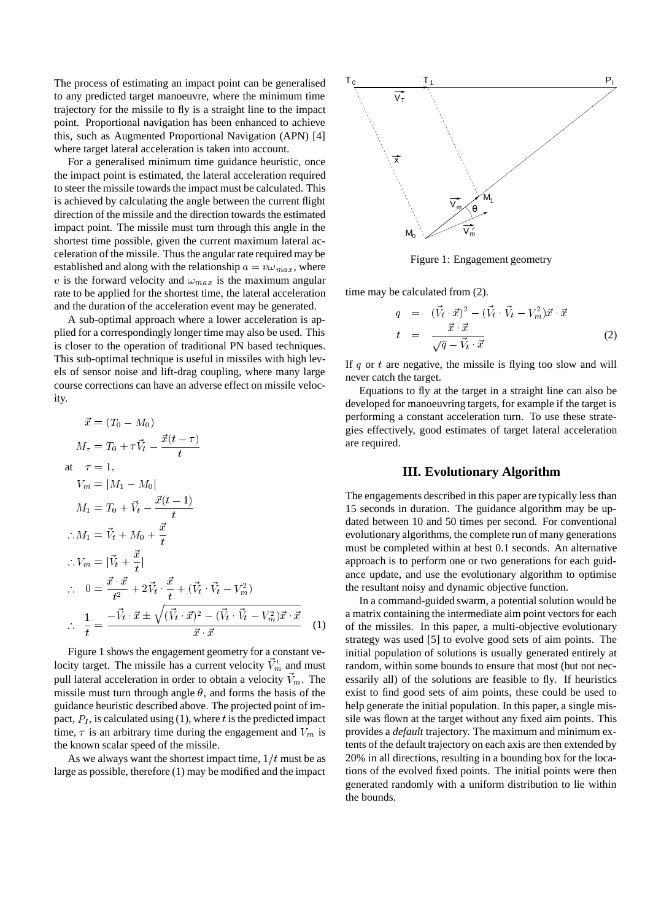The process of estimating an impact point can be generalised to any predicted target manoeuvre, where the minimum time trajectory for the missile to fly is a straight line to the impact point. Proportional navigation has been enhanced to achieve this, such as Augmented Proportional Navigation (APN) [4] where target lateral acceleration is taken into account.

For a generalised minimum time guidance heuristic, once the impact point is estimated, the lateral acceleration required to steer the missile towards the impact must be calculated. This is achieved by calculating the angle between the current flight direction of the missile and the direction towards the estimated impact point. The missile must turn through this angle in the shortest time possible, given the current maximum lateral acceleration of the missile. Thus the angular rate required may be established and along with the relationship $a = v\omega_{max}$, where $v$ is the forward velocity and $\omega_{max}$ is the maximum angular rate to be applied for the shortest time, the lateral acceleration and the duration of the acceleration event may be generated.

A sub-optimal approach where a lower acceleration is applied for a correspondingly longer time may also be used. This is closer to the operation of traditional PN based techniques. This sub-optimal technique is useful in missiles with high levels of sensor noise and lift-drag coupling, where many large course corrections can have an adverse effect on missile velocity.

$$
\begin{aligned}
&\vec{x} = (T_0 - M_0) \\
&M_\tau = T_0 + \tau\vec{V}_t - \frac{\vec{x}(t-\tau)}{t} \\
\text{at} \quad &\tau = 1, \\
&V_m = |M_1 - M_0| \\
&M_1 = T_0 + \vec{V}_t - \frac{\vec{x}(t-1)}{t} \\
&\therefore M_1 = \vec{V}_t + M_0 + \frac{\vec{x}}{t} \\
&\therefore V_m = |\vec{V}_t + \frac{\vec{x}}{t}| \\
\therefore \quad &0 = \frac{\vec{x}\cdot\vec{x}}{t^2} + 2\vec{V}_t \cdot \frac{\vec{x}}{t} + (\vec{V}_t \cdot \vec{V}_t - V_m^2) \\
\therefore \quad &\frac{1}{t} = \frac{-\vec{V}_t\cdot\vec{x} \pm \sqrt{(\vec{V}_t\cdot\vec{x})^2 - (\vec{V}_t\cdot\vec{V}_t - V_m^2)\vec{x}\cdot\vec{x}}}{\vec{x}\cdot\vec{x}}
\end{aligned} \tag{1}
$$

Figure 1 shows the engagement geometry for a constant velocity target. The missile has a current velocity $\vec{V}_m'$ and must pull lateral acceleration in order to obtain a velocity $\vec{V}_m$. The missile must turn through angle $\theta$, and forms the basis of the guidance heuristic described above. The projected point of impact, $P_I$, is calculated using (1), where $t$ is the predicted impact time, $\tau$ is an arbitrary time during the engagement and $V_m$ is the known scalar speed of the missile.

As we always want the shortest impact time, $1/t$ must be as large as possible, therefore (1) may be modified and the impact time may be calculated from (2).

Figure 1: Engagement geometry

$$
\begin{aligned}
q &= (\vec{V}_t \cdot \vec{x})^2 - (\vec{V}_t \cdot \vec{V}_t - V_m^2)\vec{x}\cdot\vec{x} \\
t &= \frac{\vec{x}\cdot\vec{x}}{\sqrt{q} - \vec{V}_t\cdot\vec{x}}
\end{aligned} \tag{2}
$$

If $q$ or $t$ are negative, the missile is flying too slow and will never catch the target.

Equations to fly at the target in a straight line can also be developed for manoeuvring targets, for example if the target is performing a constant acceleration turn. To use these strategies effectively, good estimates of target lateral acceleration are required.

## III. Evolutionary Algorithm

The engagements described in this paper are typically less than 15 seconds in duration. The guidance algorithm may be updated between 10 and 50 times per second. For conventional evolutionary algorithms, the complete run of many generations must be completed within at best 0.1 seconds. An alternative approach is to perform one or two generations for each guidance update, and use the evolutionary algorithm to optimise the resultant noisy and dynamic objective function.

In a command-guided swarm, a potential solution would be a matrix containing the intermediate aim point vectors for each of the missiles. In this paper, a multi-objective evolutionary strategy was used [5] to evolve good sets of aim points. The initial population of solutions is usually generated entirely at random, within some bounds to ensure that most (but not necessarily all) of the solutions are feasible to fly. If heuristics exist to find good sets of aim points, these could be used to help generate the initial population. In this paper, a single missile was flown at the target without any fixed aim points. This provides a *default* trajectory. The maximum and minimum extents of the default trajectory on each axis are then extended by 20% in all directions, resulting in a bounding box for the locations of the evolved fixed points. The initial points were then generated randomly with a uniform distribution to lie within the bounds.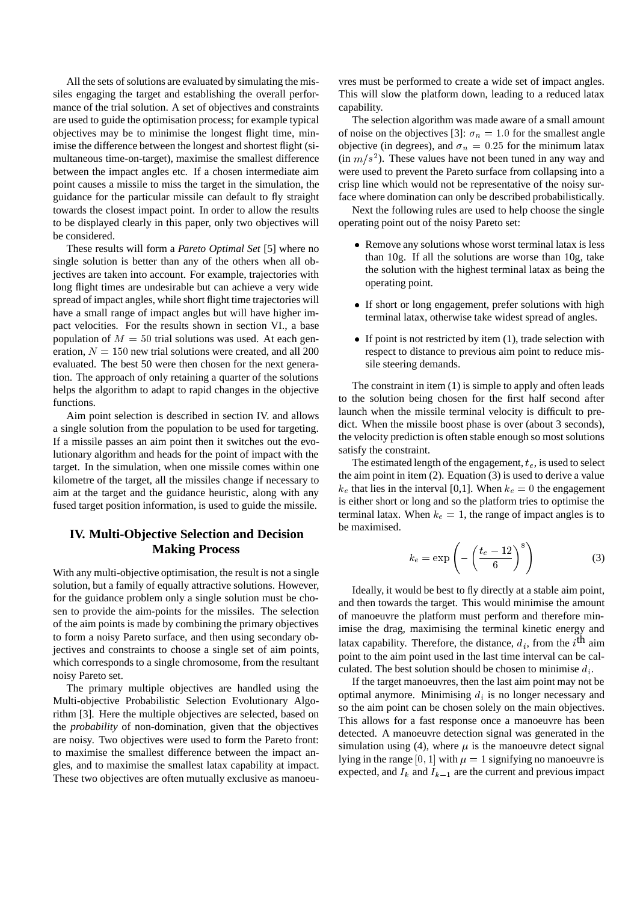All the sets of solutions are evaluated by simulating the missiles engaging the target and establishing the overall performance of the trial solution. A set of objectives and constraints are used to guide the optimisation process; for example typical objectives may be to minimise the longest flight time, minimise the difference between the longest and shortest flight (simultaneous time-on-target), maximise the smallest difference between the impact angles etc. If a chosen intermediate aim point causes a missile to miss the target in the simulation, the guidance for the particular missile can default to fly straight towards the closest impact point. In order to allow the results to be displayed clearly in this paper, only two objectives will be considered.

These results will form a *Pareto Optimal Set* [5] where no single solution is better than any of the others when all objectives are taken into account. For example, trajectories with long flight times are undesirable but can achieve a very wide spread of impact angles, while short flight time trajectories will have a small range of impact angles but will have higher impact velocities. For the results shown in section VI., a base population of $M = 50$ trial solutions was used. At each generation, $N = 150$ new trial solutions were created, and all 200 evaluated. The best 50 were then chosen for the next generation. The approach of only retaining a quarter of the solutions helps the algorithm to adapt to rapid changes in the objective functions.

Aim point selection is described in section IV. and allows a single solution from the population to be used for targeting. If a missile passes an aim point then it switches out the evolutionary algorithm and heads for the point of impact with the target. In the simulation, when one missile comes within one kilometre of the target, all the missiles change if necessary to aim at the target and the guidance heuristic, along with any fused target position information, is used to guide the missile.

## IV. Multi-Objective Selection and Decision Making Process

With any multi-objective optimisation, the result is not a single solution, but a family of equally attractive solutions. However, for the guidance problem only a single solution must be chosen to provide the aim-points for the missiles. The selection of the aim points is made by combining the primary objectives to form a noisy Pareto surface, and then using secondary objectives and constraints to choose a single set of aim points, which corresponds to a single chromosome, from the resultant noisy Pareto set.

The primary multiple objectives are handled using the Multi-objective Probabilistic Selection Evolutionary Algorithm [3]. Here the multiple objectives are selected, based on the *probability* of non-domination, given that the objectives are noisy. Two objectives were used to form the Pareto front: to maximise the smallest difference between the impact angles, and to maximise the smallest latax capability at impact. These two objectives are often mutually exclusive as manoeuvres must be performed to create a wide set of impact angles. This will slow the platform down, leading to a reduced latax capability.

The selection algorithm was made aware of a small amount of noise on the objectives [3]: $\sigma_n = 1.0$ for the smallest angle objective (in degrees), and $\sigma_n = 0.25$ for the minimum latax (in $m/s^2$). These values have not been tuned in any way and were used to prevent the Pareto surface from collapsing into a crisp line which would not be representative of the noisy surface where domination can only be described probabilistically.

Next the following rules are used to help choose the single operating point out of the noisy Pareto set:

- Remove any solutions whose worst terminal latax is less than 10g. If all the solutions are worse than 10g, take the solution with the highest terminal latax as being the operating point.
- If short or long engagement, prefer solutions with high terminal latax, otherwise take widest spread of angles.
- If point is not restricted by item (1), trade selection with respect to distance to previous aim point to reduce missile steering demands.

The constraint in item (1) is simple to apply and often leads to the solution being chosen for the first half second after launch when the missile terminal velocity is difficult to predict. When the missile boost phase is over (about 3 seconds), the velocity prediction is often stable enough so most solutions satisfy the constraint.

The estimated length of the engagement, $t_e$, is used to select the aim point in item (2). Equation (3) is used to derive a value $k_e$ that lies in the interval [0,1]. When $k_e = 0$ the engagement is either short or long and so the platform tries to optimise the terminal latax. When $k_e = 1$, the range of impact angles is to be maximised.

$$k_e = \exp\left(-\left(\frac{t_e - 12}{6}\right)^8\right) \tag{3}$$

Ideally, it would be best to fly directly at a stable aim point, and then towards the target. This would minimise the amount of manoeuvre the platform must perform and therefore minimise the drag, maximising the terminal kinetic energy and latax capability. Therefore, the distance, $d_i$, from the $i^{\text{th}}$ aim point to the aim point used in the last time interval can be calculated. The best solution should be chosen to minimise $d_i$.

If the target manoeuvres, then the last aim point may not be optimal anymore. Minimising $d_i$ is no longer necessary and so the aim point can be chosen solely on the main objectives. This allows for a fast response once a manoeuvre has been detected. A manoeuvre detection signal was generated in the simulation using (4), where $\mu$ is the manoeuvre detect signal lying in the range $[0,1]$ with $\mu = 1$ signifying no manoeuvre is expected, and $I_k$ and $I_{k-1}$ are the current and previous impact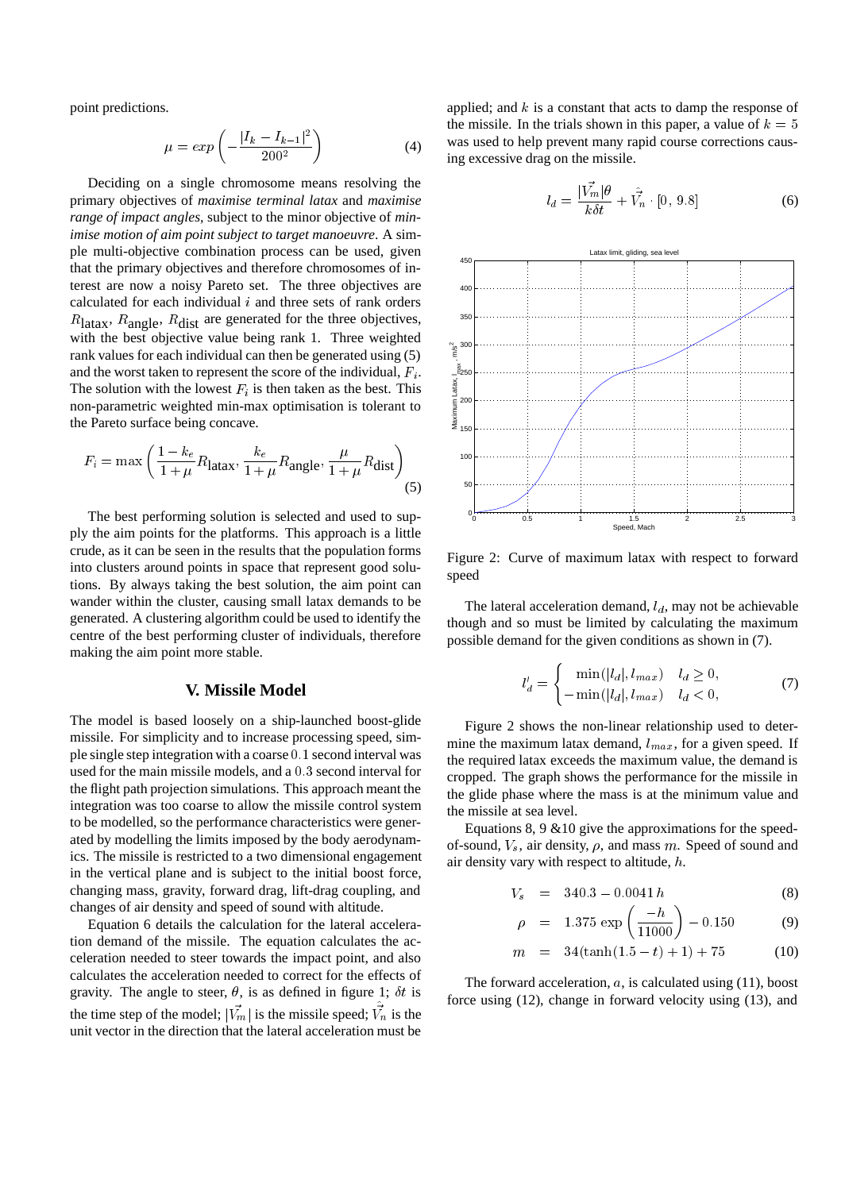point predictions.

$$\mu = exp\left(-\frac{|I_k - I_{k-1}|^2}{200^2}\right) \tag{4}$$

Deciding on a single chromosome means resolving the primary objectives of *maximise terminal latax* and *maximise range of impact angles*, subject to the minor objective of *minimise motion of aim point subject to target manoeuvre*. A simple multi-objective combination process can be used, given that the primary objectives and therefore chromosomes of interest are now a noisy Pareto set. The three objectives are calculated for each individual $i$ and three sets of rank orders $R_{\text{latax}}$, $R_{\text{angle}}$, $R_{\text{dist}}$ are generated for the three objectives, with the best objective value being rank 1. Three weighted rank values for each individual can then be generated using (5) and the worst taken to represent the score of the individual, $F_i$. The solution with the lowest $F_i$ is then taken as the best. This non-parametric weighted min-max optimisation is tolerant to the Pareto surface being concave.

$$F_i = \max\left(\frac{1-k_e}{1+\mu}R_{\text{latax}}, \frac{k_e}{1+\mu}R_{\text{angle}}, \frac{\mu}{1+\mu}R_{\text{dist}}\right) \tag{5}$$

The best performing solution is selected and used to supply the aim points for the platforms. This approach is a little crude, as it can be seen in the results that the population forms into clusters around points in space that represent good solutions. By always taking the best solution, the aim point can wander within the cluster, causing small latax demands to be generated. A clustering algorithm could be used to identify the centre of the best performing cluster of individuals, therefore making the aim point more stable.

## V. Missile Model

The model is based loosely on a ship-launched boost-glide missile. For simplicity and to increase processing speed, simple single step integration with a coarse $0.1$ second interval was used for the main missile models, and a $0.3$ second interval for the flight path projection simulations. This approach meant the integration was too coarse to allow the missile control system to be modelled, so the performance characteristics were generated by modelling the limits imposed by the body aerodynamics. The missile is restricted to a two dimensional engagement in the vertical plane and is subject to the initial boost force, changing mass, gravity, forward drag, lift-drag coupling, and changes of air density and speed of sound with altitude.

Equation 6 details the calculation for the lateral acceleration demand of the missile. The equation calculates the acceleration needed to steer towards the impact point, and also calculates the acceleration needed to correct for the effects of gravity. The angle to steer, $\theta$, is as defined in figure 1; $\delta t$ is the time step of the model; $|\vec{V_m}|$ is the missile speed; $\hat{\vec{V_n}}$ is the unit vector in the direction that the lateral acceleration must be applied; and $k$ is a constant that acts to damp the response of the missile. In the trials shown in this paper, a value of $k = 5$ was used to help prevent many rapid course corrections causing excessive drag on the missile.

$$l_d = \frac{|\vec{V_m}|\theta}{k\delta t} + \hat{\vec{V_n}} \cdot [0,\ 9.8] \tag{6}$$

Figure 2: Curve of maximum latax with respect to forward speed

The lateral acceleration demand, $l_d$, may not be achievable though and so must be limited by calculating the maximum possible demand for the given conditions as shown in (7).

$$l_d' = \begin{cases} \min(|l_d|, l_{max}) & l_d \geq 0, \\ -\min(|l_d|, l_{max}) & l_d < 0, \end{cases} \tag{7}$$

Figure 2 shows the non-linear relationship used to determine the maximum latax demand, $l_{max}$, for a given speed. If the required latax exceeds the maximum value, the demand is cropped. The graph shows the performance for the missile in the glide phase where the mass is at the minimum value and the missile at sea level.

Equations 8, 9 &10 give the approximations for the speed-of-sound, $V_s$, air density, $\rho$, and mass $m$. Speed of sound and air density vary with respect to altitude, $h$.

$$V_s = 340.3 - 0.0041\,h \tag{8}$$

$$\rho = 1.375\,\exp\left(\frac{-h}{11000}\right) - 0.150 \tag{9}$$

$$m = 34(\tanh(1.5-t)+1) + 75 \tag{10}$$

The forward acceleration, $a$, is calculated using (11), boost force using (12), change in forward velocity using (13), and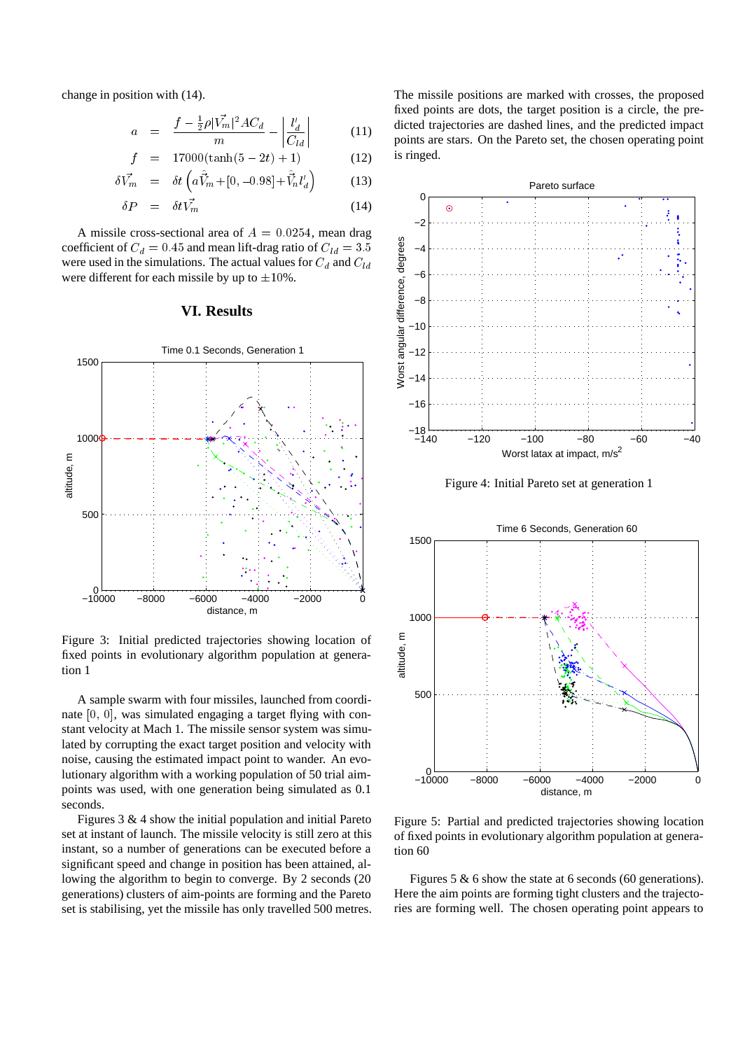change in position with (14).

$$a = \frac{f - \frac{1}{2}\rho|\vec{V}_m|^2 A C_d}{m} - \left|\frac{l_d'}{C_{ld}}\right| \tag{11}$$

$$f = 17000(\tanh(5 - 2t) + 1) \tag{12}$$

$$\delta\vec{V}_m = \delta t\left(a\hat{\vec{V}}_m + [0, -0.98] + \hat{\vec{V}}_n l_d'\right) \tag{13}$$

$$\delta P = \delta t \vec{V}_m \tag{14}$$

A missile cross-sectional area of $A = 0.0254$, mean drag coefficient of $C_d = 0.45$ and mean lift-drag ratio of $C_{ld} = 3.5$ were used in the simulations. The actual values for $C_d$ and $C_{ld}$ were different for each missile by up to $\pm 10\%$.

## VI. Results

Figure 3: Initial predicted trajectories showing location of fixed points in evolutionary algorithm population at generation 1

A sample swarm with four missiles, launched from coordinate $[0, 0]$, was simulated engaging a target flying with constant velocity at Mach 1. The missile sensor system was simulated by corrupting the exact target position and velocity with noise, causing the estimated impact point to wander. An evolutionary algorithm with a working population of 50 trial aim-points was used, with one generation being simulated as 0.1 seconds.

Figures 3 & 4 show the initial population and initial Pareto set at instant of launch. The missile velocity is still zero at this instant, so a number of generations can be executed before a significant speed and change in position has been attained, allowing the algorithm to begin to converge. By 2 seconds (20 generations) clusters of aim-points are forming and the Pareto set is stabilising, yet the missile has only travelled 500 metres. The missile positions are marked with crosses, the proposed fixed points are dots, the target position is a circle, the predicted trajectories are dashed lines, and the predicted impact points are stars. On the Pareto set, the chosen operating point is ringed.

Figure 4: Initial Pareto set at generation 1

Figure 5: Partial and predicted trajectories showing location of fixed points in evolutionary algorithm population at generation 60

Figures 5 & 6 show the state at 6 seconds (60 generations). Here the aim points are forming tight clusters and the trajectories are forming well. The chosen operating point appears to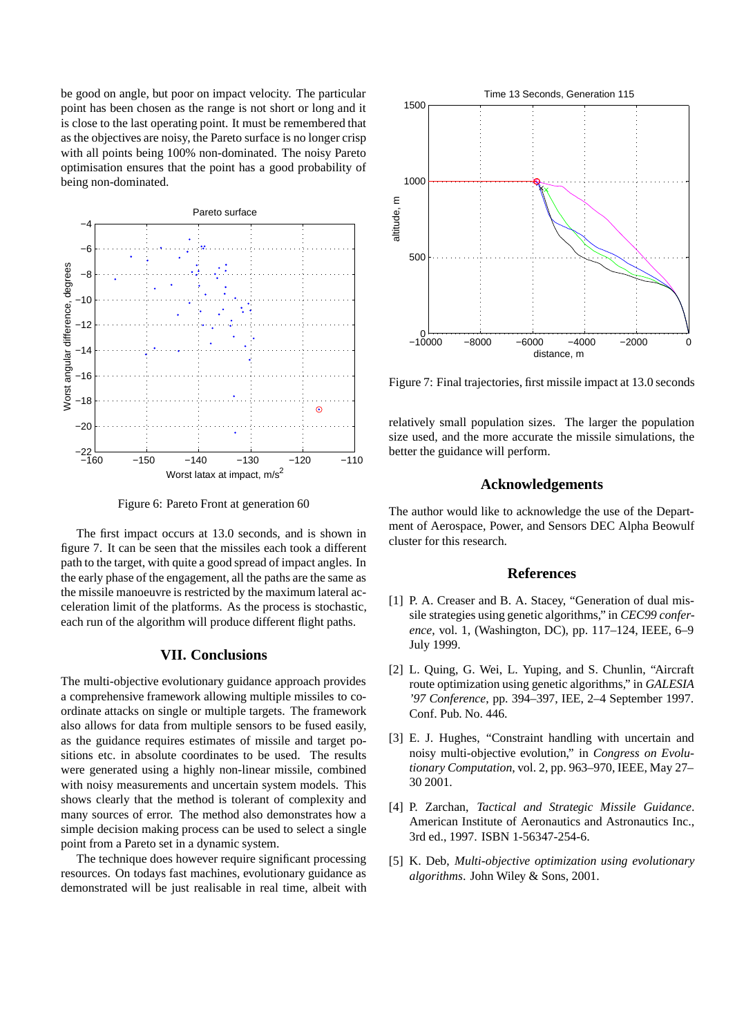be good on angle, but poor on impact velocity. The particular point has been chosen as the range is not short or long and it is close to the last operating point. It must be remembered that as the objectives are noisy, the Pareto surface is no longer crisp with all points being 100% non-dominated. The noisy Pareto optimisation ensures that the point has a good probability of being non-dominated.

Pareto surface

Worst angular difference, degrees

Worst latax at impact, m/s$^2$

−4
−6
−8
−10
−12
−14
−16
−18
−20
−22

−160 −150 −140 −130 −120 −110

Figure 6: Pareto Front at generation 60

The first impact occurs at 13.0 seconds, and is shown in figure 7. It can be seen that the missiles each took a different path to the target, with quite a good spread of impact angles. In the early phase of the engagement, all the paths are the same as the missile manoeuvre is restricted by the maximum lateral acceleration limit of the platforms. As the process is stochastic, each run of the algorithm will produce different flight paths.

## VII. Conclusions

The multi-objective evolutionary guidance approach provides a comprehensive framework allowing multiple missiles to coordinate attacks on single or multiple targets. The framework also allows for data from multiple sensors to be fused easily, as the guidance requires estimates of missile and target positions etc. in absolute coordinates to be used. The results were generated using a highly non-linear missile, combined with noisy measurements and uncertain system models. This shows clearly that the method is tolerant of complexity and many sources of error. The method also demonstrates how a simple decision making process can be used to select a single point from a Pareto set in a dynamic system.

The technique does however require significant processing resources. On todays fast machines, evolutionary guidance as demonstrated will be just realisable in real time, albeit with

Time 13 Seconds, Generation 115

altitude, m

distance, m

1500
1000
500
0

−10000 −8000 −6000 −4000 −2000 0

Figure 7: Final trajectories, first missile impact at 13.0 seconds

relatively small population sizes. The larger the population size used, and the more accurate the missile simulations, the better the guidance will perform.

## Acknowledgements

The author would like to acknowledge the use of the Department of Aerospace, Power, and Sensors DEC Alpha Beowulf cluster for this research.

## References

[1] P. A. Creaser and B. A. Stacey, "Generation of dual missile strategies using genetic algorithms," in *CEC99 conference*, vol. 1, (Washington, DC), pp. 117–124, IEEE, 6–9 July 1999.

[2] L. Quing, G. Wei, L. Yuping, and S. Chunlin, "Aircraft route optimization using genetic algorithms," in *GALESIA '97 Conference*, pp. 394–397, IEE, 2–4 September 1997. Conf. Pub. No. 446.

[3] E. J. Hughes, "Constraint handling with uncertain and noisy multi-objective evolution," in *Congress on Evolutionary Computation*, vol. 2, pp. 963–970, IEEE, May 27–30 2001.

[4] P. Zarchan, *Tactical and Strategic Missile Guidance*. American Institute of Aeronautics and Astronautics Inc., 3rd ed., 1997. ISBN 1-56347-254-6.

[5] K. Deb, *Multi-objective optimization using evolutionary algorithms*. John Wiley & Sons, 2001.